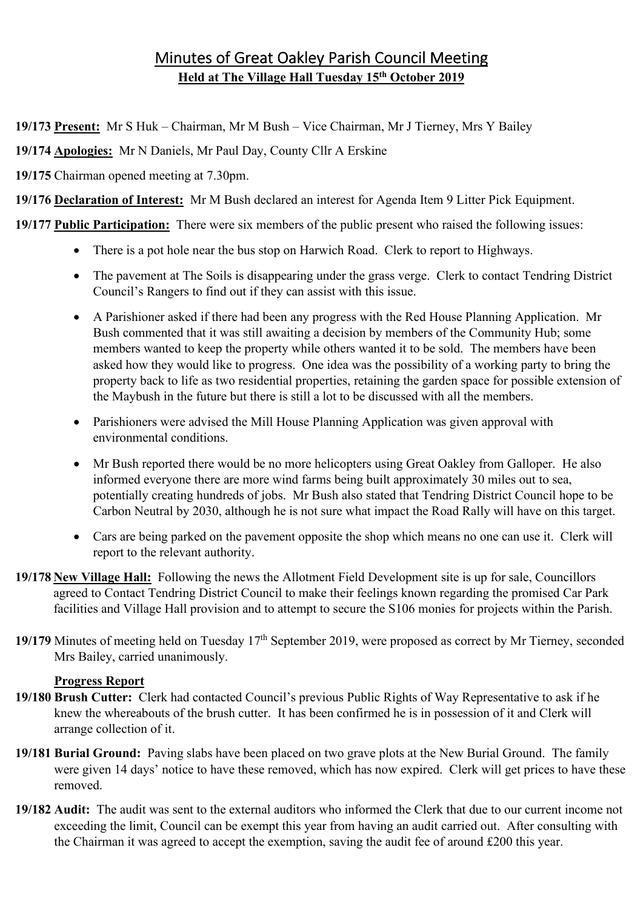# Minutes of Great Oakley Parish Council Meeting

**Held at The Village Hall Tuesday 15th October 2019**

**19/173 Present:** Mr S Huk – Chairman, Mr M Bush – Vice Chairman, Mr J Tierney, Mrs Y Bailey

**19/174 Apologies:** Mr N Daniels, Mr Paul Day, County Cllr A Erskine

**19/175** Chairman opened meeting at 7.30pm.

**19/176 Declaration of Interest:** Mr M Bush declared an interest for Agenda Item 9 Litter Pick Equipment.

**19/177 Public Participation:** There were six members of the public present who raised the following issues:

- There is a pot hole near the bus stop on Harwich Road. Clerk to report to Highways.
- The pavement at The Soils is disappearing under the grass verge. Clerk to contact Tendring District Council's Rangers to find out if they can assist with this issue.
- A Parishioner asked if there had been any progress with the Red House Planning Application. Mr Bush commented that it was still awaiting a decision by members of the Community Hub; some members wanted to keep the property while others wanted it to be sold. The members have been asked how they would like to progress. One idea was the possibility of a working party to bring the property back to life as two residential properties, retaining the garden space for possible extension of the Maybush in the future but there is still a lot to be discussed with all the members.
- Parishioners were advised the Mill House Planning Application was given approval with environmental conditions.
- Mr Bush reported there would be no more helicopters using Great Oakley from Galloper. He also informed everyone there are more wind farms being built approximately 30 miles out to sea, potentially creating hundreds of jobs. Mr Bush also stated that Tendring District Council hope to be Carbon Neutral by 2030, although he is not sure what impact the Road Rally will have on this target.
- Cars are being parked on the pavement opposite the shop which means no one can use it. Clerk will report to the relevant authority.

**19/178 New Village Hall:** Following the news the Allotment Field Development site is up for sale, Councillors agreed to Contact Tendring District Council to make their feelings known regarding the promised Car Park facilities and Village Hall provision and to attempt to secure the S106 monies for projects within the Parish.

**19/179** Minutes of meeting held on Tuesday 17th September 2019, were proposed as correct by Mr Tierney, seconded Mrs Bailey, carried unanimously.

**Progress Report**

**19/180 Brush Cutter:** Clerk had contacted Council's previous Public Rights of Way Representative to ask if he knew the whereabouts of the brush cutter. It has been confirmed he is in possession of it and Clerk will arrange collection of it.

**19/181 Burial Ground:** Paving slabs have been placed on two grave plots at the New Burial Ground. The family were given 14 days' notice to have these removed, which has now expired. Clerk will get prices to have these removed.

**19/182 Audit:** The audit was sent to the external auditors who informed the Clerk that due to our current income not exceeding the limit, Council can be exempt this year from having an audit carried out. After consulting with the Chairman it was agreed to accept the exemption, saving the audit fee of around £200 this year.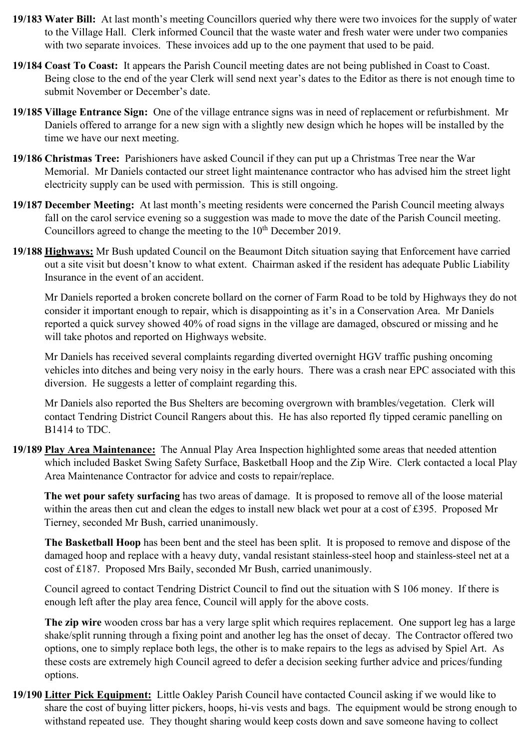**19/183 Water Bill:** At last month's meeting Councillors queried why there were two invoices for the supply of water to the Village Hall. Clerk informed Council that the waste water and fresh water were under two companies with two separate invoices. These invoices add up to the one payment that used to be paid.

**19/184 Coast To Coast:** It appears the Parish Council meeting dates are not being published in Coast to Coast. Being close to the end of the year Clerk will send next year's dates to the Editor as there is not enough time to submit November or December's date.

**19/185 Village Entrance Sign:** One of the village entrance signs was in need of replacement or refurbishment. Mr Daniels offered to arrange for a new sign with a slightly new design which he hopes will be installed by the time we have our next meeting.

**19/186 Christmas Tree:** Parishioners have asked Council if they can put up a Christmas Tree near the War Memorial. Mr Daniels contacted our street light maintenance contractor who has advised him the street light electricity supply can be used with permission. This is still ongoing.

**19/187 December Meeting:** At last month's meeting residents were concerned the Parish Council meeting always fall on the carol service evening so a suggestion was made to move the date of the Parish Council meeting. Councillors agreed to change the meeting to the 10th December 2019.

**19/188 Highways:** Mr Bush updated Council on the Beaumont Ditch situation saying that Enforcement have carried out a site visit but doesn't know to what extent. Chairman asked if the resident has adequate Public Liability Insurance in the event of an accident.

Mr Daniels reported a broken concrete bollard on the corner of Farm Road to be told by Highways they do not consider it important enough to repair, which is disappointing as it's in a Conservation Area. Mr Daniels reported a quick survey showed 40% of road signs in the village are damaged, obscured or missing and he will take photos and reported on Highways website.

Mr Daniels has received several complaints regarding diverted overnight HGV traffic pushing oncoming vehicles into ditches and being very noisy in the early hours. There was a crash near EPC associated with this diversion. He suggests a letter of complaint regarding this.

Mr Daniels also reported the Bus Shelters are becoming overgrown with brambles/vegetation. Clerk will contact Tendring District Council Rangers about this. He has also reported fly tipped ceramic panelling on B1414 to TDC.

**19/189 Play Area Maintenance:** The Annual Play Area Inspection highlighted some areas that needed attention which included Basket Swing Safety Surface, Basketball Hoop and the Zip Wire. Clerk contacted a local Play Area Maintenance Contractor for advice and costs to repair/replace.

**The wet pour safety surfacing** has two areas of damage. It is proposed to remove all of the loose material within the areas then cut and clean the edges to install new black wet pour at a cost of £395. Proposed Mr Tierney, seconded Mr Bush, carried unanimously.

**The Basketball Hoop** has been bent and the steel has been split. It is proposed to remove and dispose of the damaged hoop and replace with a heavy duty, vandal resistant stainless-steel hoop and stainless-steel net at a cost of £187. Proposed Mrs Baily, seconded Mr Bush, carried unanimously.

Council agreed to contact Tendring District Council to find out the situation with S 106 money. If there is enough left after the play area fence, Council will apply for the above costs.

**The zip wire** wooden cross bar has a very large split which requires replacement. One support leg has a large shake/split running through a fixing point and another leg has the onset of decay. The Contractor offered two options, one to simply replace both legs, the other is to make repairs to the legs as advised by Spiel Art. As these costs are extremely high Council agreed to defer a decision seeking further advice and prices/funding options.

**19/190 Litter Pick Equipment:** Little Oakley Parish Council have contacted Council asking if we would like to share the cost of buying litter pickers, hoops, hi-vis vests and bags. The equipment would be strong enough to withstand repeated use. They thought sharing would keep costs down and save someone having to collect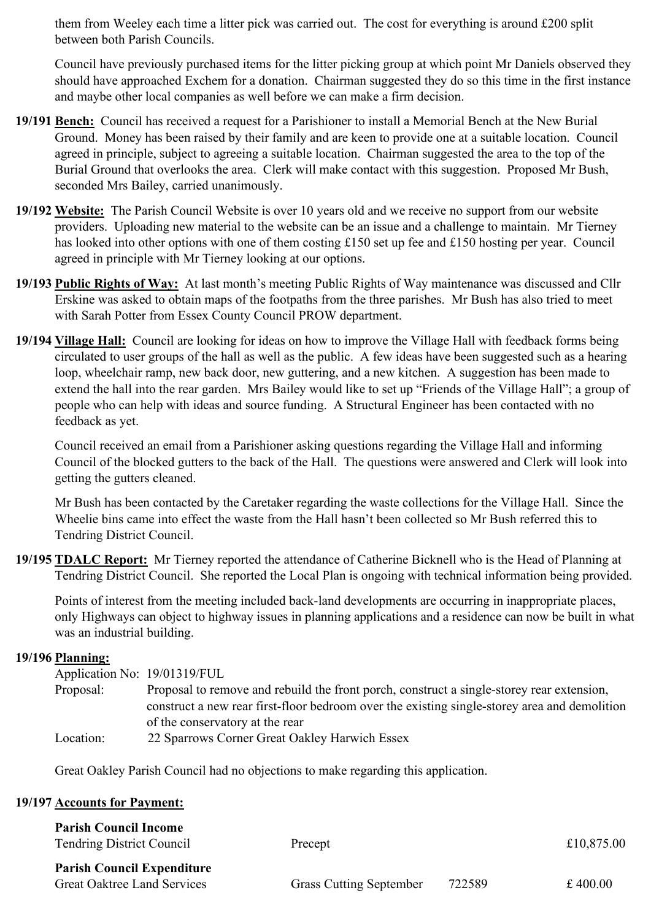them from Weeley each time a litter pick was carried out. The cost for everything is around £200 split between both Parish Councils.

Council have previously purchased items for the litter picking group at which point Mr Daniels observed they should have approached Exchem for a donation. Chairman suggested they do so this time in the first instance and maybe other local companies as well before we can make a firm decision.

**19/191 Bench:** Council has received a request for a Parishioner to install a Memorial Bench at the New Burial Ground. Money has been raised by their family and are keen to provide one at a suitable location. Council agreed in principle, subject to agreeing a suitable location. Chairman suggested the area to the top of the Burial Ground that overlooks the area. Clerk will make contact with this suggestion. Proposed Mr Bush, seconded Mrs Bailey, carried unanimously.

**19/192 Website:** The Parish Council Website is over 10 years old and we receive no support from our website providers. Uploading new material to the website can be an issue and a challenge to maintain. Mr Tierney has looked into other options with one of them costing £150 set up fee and £150 hosting per year. Council agreed in principle with Mr Tierney looking at our options.

**19/193 Public Rights of Way:** At last month's meeting Public Rights of Way maintenance was discussed and Cllr Erskine was asked to obtain maps of the footpaths from the three parishes. Mr Bush has also tried to meet with Sarah Potter from Essex County Council PROW department.

**19/194 Village Hall:** Council are looking for ideas on how to improve the Village Hall with feedback forms being circulated to user groups of the hall as well as the public. A few ideas have been suggested such as a hearing loop, wheelchair ramp, new back door, new guttering, and a new kitchen. A suggestion has been made to extend the hall into the rear garden. Mrs Bailey would like to set up "Friends of the Village Hall"; a group of people who can help with ideas and source funding. A Structural Engineer has been contacted with no feedback as yet.

Council received an email from a Parishioner asking questions regarding the Village Hall and informing Council of the blocked gutters to the back of the Hall. The questions were answered and Clerk will look into getting the gutters cleaned.

Mr Bush has been contacted by the Caretaker regarding the waste collections for the Village Hall. Since the Wheelie bins came into effect the waste from the Hall hasn't been collected so Mr Bush referred this to Tendring District Council.

**19/195 TDALC Report:** Mr Tierney reported the attendance of Catherine Bicknell who is the Head of Planning at Tendring District Council. She reported the Local Plan is ongoing with technical information being provided.

Points of interest from the meeting included back-land developments are occurring in inappropriate places, only Highways can object to highway issues in planning applications and a residence can now be built in what was an industrial building.

**19/196 Planning:**

| | |
|---|---|
| Application No: | 19/01319/FUL |
| Proposal: | Proposal to remove and rebuild the front porch, construct a single-storey rear extension, construct a new rear first-floor bedroom over the existing single-storey area and demolition of the conservatory at the rear |
| Location: | 22 Sparrows Corner Great Oakley Harwich Essex |

Great Oakley Parish Council had no objections to make regarding this application.

**19/197 Accounts for Payment:**

| | | | |
|---|---|---|---|
| **Parish Council Income** | | | |
| Tendring District Council | Precept | | £10,875.00 |
| **Parish Council Expenditure** | | | |
| Great Oaktree Land Services | Grass Cutting September | 722589 | £ 400.00 |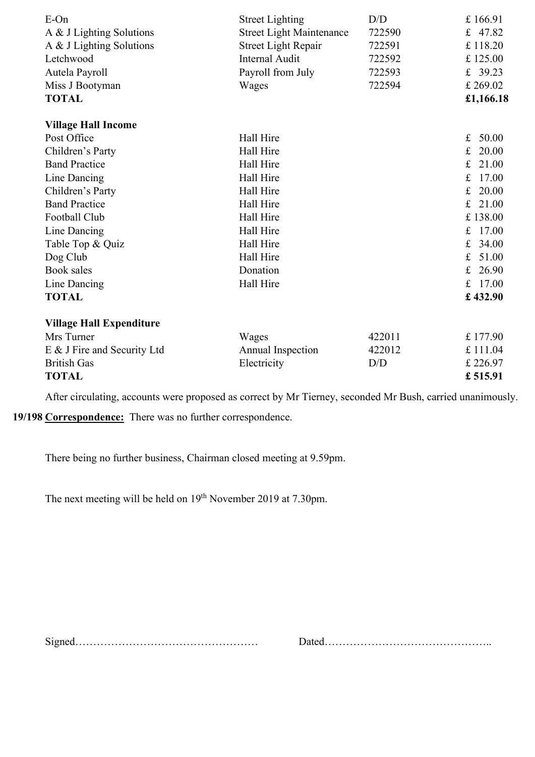| | | | |
|---|---|---|---|
| E-On | Street Lighting | D/D | £ 166.91 |
| A & J Lighting Solutions | Street Light Maintenance | 722590 | £ 47.82 |
| A & J Lighting Solutions | Street Light Repair | 722591 | £ 118.20 |
| Letchwood | Internal Audit | 722592 | £ 125.00 |
| Autela Payroll | Payroll from July | 722593 | £ 39.23 |
| Miss J Bootyman | Wages | 722594 | £ 269.02 |
| **TOTAL** | | | **£1,166.18** |

**Village Hall Income**

| | | |
|---|---|---|
| Post Office | Hall Hire | £ 50.00 |
| Children's Party | Hall Hire | £ 20.00 |
| Band Practice | Hall Hire | £ 21.00 |
| Line Dancing | Hall Hire | £ 17.00 |
| Children's Party | Hall Hire | £ 20.00 |
| Band Practice | Hall Hire | £ 21.00 |
| Football Club | Hall Hire | £ 138.00 |
| Line Dancing | Hall Hire | £ 17.00 |
| Table Top & Quiz | Hall Hire | £ 34.00 |
| Dog Club | Hall Hire | £ 51.00 |
| Book sales | Donation | £ 26.90 |
| Line Dancing | Hall Hire | £ 17.00 |
| **TOTAL** | | **£ 432.90** |

**Village Hall Expenditure**

| | | | |
|---|---|---|---|
| Mrs Turner | Wages | 422011 | £ 177.90 |
| E & J Fire and Security Ltd | Annual Inspection | 422012 | £ 111.04 |
| British Gas | Electricity | D/D | £ 226.97 |
| **TOTAL** | | | **£ 515.91** |

After circulating, accounts were proposed as correct by Mr Tierney, seconded Mr Bush, carried unanimously.

**19/198** **Correspondence:** There was no further correspondence.

There being no further business, Chairman closed meeting at 9.59pm.

The next meeting will be held on 19th November 2019 at 7.30pm.

Signed…………………………………………… Dated………………………………………..